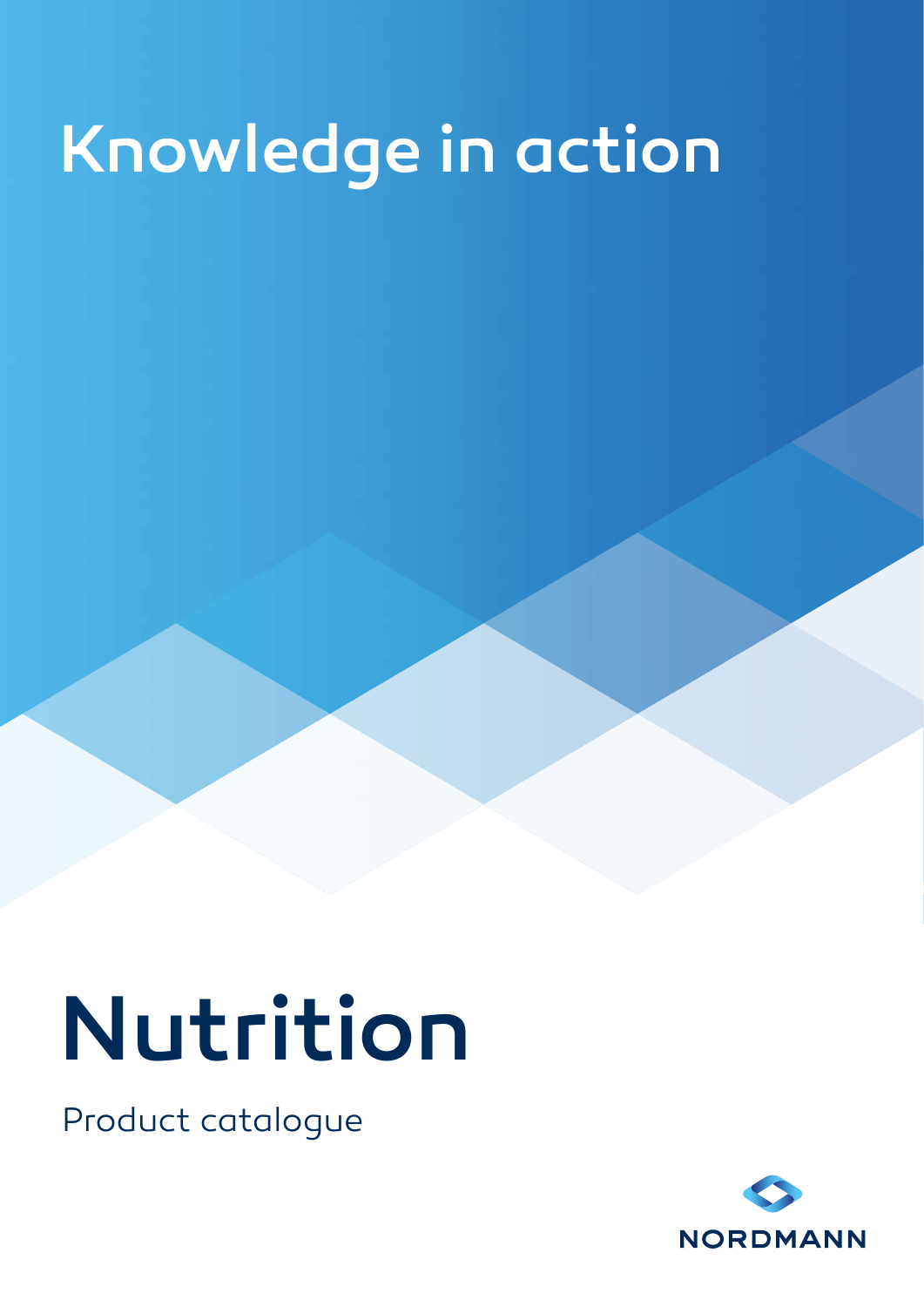Knowledge in action

# Nutrition

Product catalogue

NORDMANN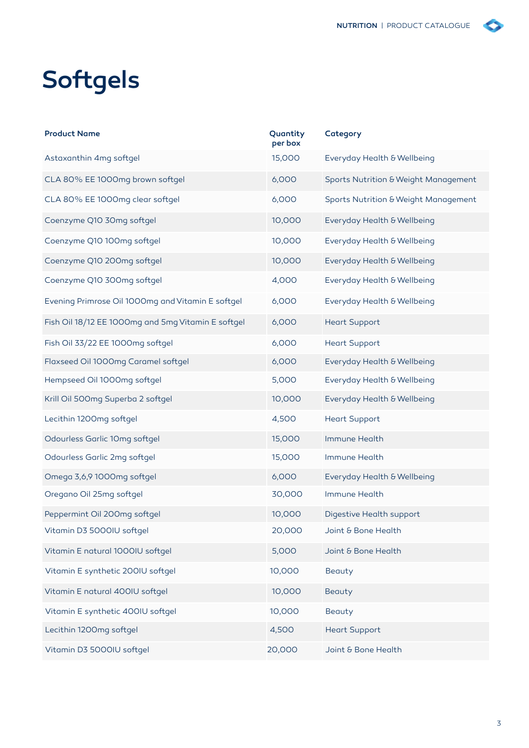# Softgels

| Product Name | Quantity per box | Category |
|---|---|---|
| Astaxanthin 4mg softgel | 15,000 | Everyday Health & Wellbeing |
| CLA 80% EE 1000mg brown softgel | 6,000 | Sports Nutrition & Weight Management |
| CLA 80% EE 1000mg clear softgel | 6,000 | Sports Nutrition & Weight Management |
| Coenzyme Q10 30mg softgel | 10,000 | Everyday Health & Wellbeing |
| Coenzyme Q10 100mg softgel | 10,000 | Everyday Health & Wellbeing |
| Coenzyme Q10 200mg softgel | 10,000 | Everyday Health & Wellbeing |
| Coenzyme Q10 300mg softgel | 4,000 | Everyday Health & Wellbeing |
| Evening Primrose Oil 1000mg and Vitamin E softgel | 6,000 | Everyday Health & Wellbeing |
| Fish Oil 18/12 EE 1000mg and 5mg Vitamin E softgel | 6,000 | Heart Support |
| Fish Oil 33/22 EE 1000mg softgel | 6,000 | Heart Support |
| Flaxseed Oil 1000mg Caramel softgel | 6,000 | Everyday Health & Wellbeing |
| Hempseed Oil 1000mg softgel | 5,000 | Everyday Health & Wellbeing |
| Krill Oil 500mg Superba 2 softgel | 10,000 | Everyday Health & Wellbeing |
| Lecithin 1200mg softgel | 4,500 | Heart Support |
| Odourless Garlic 10mg softgel | 15,000 | Immune Health |
| Odourless Garlic 2mg softgel | 15,000 | Immune Health |
| Omega 3,6,9 1000mg softgel | 6,000 | Everyday Health & Wellbeing |
| Oregano Oil 25mg softgel | 30,000 | Immune Health |
| Peppermint Oil 200mg softgel | 10,000 | Digestive Health support |
| Vitamin D3 5000IU softgel | 20,000 | Joint & Bone Health |
| Vitamin E natural 1000IU softgel | 5,000 | Joint & Bone Health |
| Vitamin E synthetic 200IU softgel | 10,000 | Beauty |
| Vitamin E natural 400IU softgel | 10,000 | Beauty |
| Vitamin E synthetic 400IU softgel | 10,000 | Beauty |
| Lecithin 1200mg softgel | 4,500 | Heart Support |
| Vitamin D3 5000IU softgel | 20,000 | Joint & Bone Health |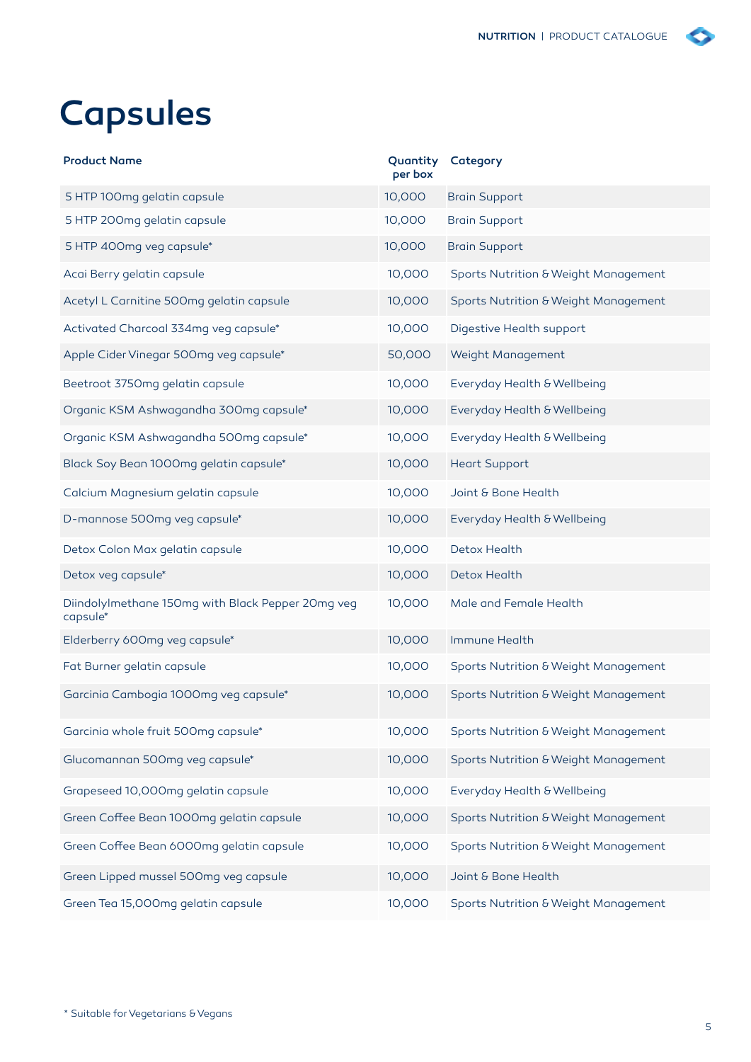# Capsules

| Product Name | Quantity per box | Category |
|---|---|---|
| 5 HTP 100mg gelatin capsule | 10,000 | Brain Support |
| 5 HTP 200mg gelatin capsule | 10,000 | Brain Support |
| 5 HTP 400mg veg capsule* | 10,000 | Brain Support |
| Acai Berry gelatin capsule | 10,000 | Sports Nutrition & Weight Management |
| Acetyl L Carnitine 500mg gelatin capsule | 10,000 | Sports Nutrition & Weight Management |
| Activated Charcoal 334mg veg capsule* | 10,000 | Digestive Health support |
| Apple Cider Vinegar 500mg veg capsule* | 50,000 | Weight Management |
| Beetroot 3750mg gelatin capsule | 10,000 | Everyday Health & Wellbeing |
| Organic KSM Ashwagandha 300mg capsule* | 10,000 | Everyday Health & Wellbeing |
| Organic KSM Ashwagandha 500mg capsule* | 10,000 | Everyday Health & Wellbeing |
| Black Soy Bean 1000mg gelatin capsule* | 10,000 | Heart Support |
| Calcium Magnesium gelatin capsule | 10,000 | Joint & Bone Health |
| D-mannose 500mg veg capsule* | 10,000 | Everyday Health & Wellbeing |
| Detox Colon Max gelatin capsule | 10,000 | Detox Health |
| Detox veg capsule* | 10,000 | Detox Health |
| Diindolylmethane 150mg with Black Pepper 20mg veg capsule* | 10,000 | Male and Female Health |
| Elderberry 600mg veg capsule* | 10,000 | Immune Health |
| Fat Burner gelatin capsule | 10,000 | Sports Nutrition & Weight Management |
| Garcinia Cambogia 1000mg veg capsule* | 10,000 | Sports Nutrition & Weight Management |
| Garcinia whole fruit 500mg capsule* | 10,000 | Sports Nutrition & Weight Management |
| Glucomannan 500mg veg capsule* | 10,000 | Sports Nutrition & Weight Management |
| Grapeseed 10,000mg gelatin capsule | 10,000 | Everyday Health & Wellbeing |
| Green Coffee Bean 1000mg gelatin capsule | 10,000 | Sports Nutrition & Weight Management |
| Green Coffee Bean 6000mg gelatin capsule | 10,000 | Sports Nutrition & Weight Management |
| Green Lipped mussel 500mg veg capsule | 10,000 | Joint & Bone Health |
| Green Tea 15,000mg gelatin capsule | 10,000 | Sports Nutrition & Weight Management |

* Suitable for Vegetarians & Vegans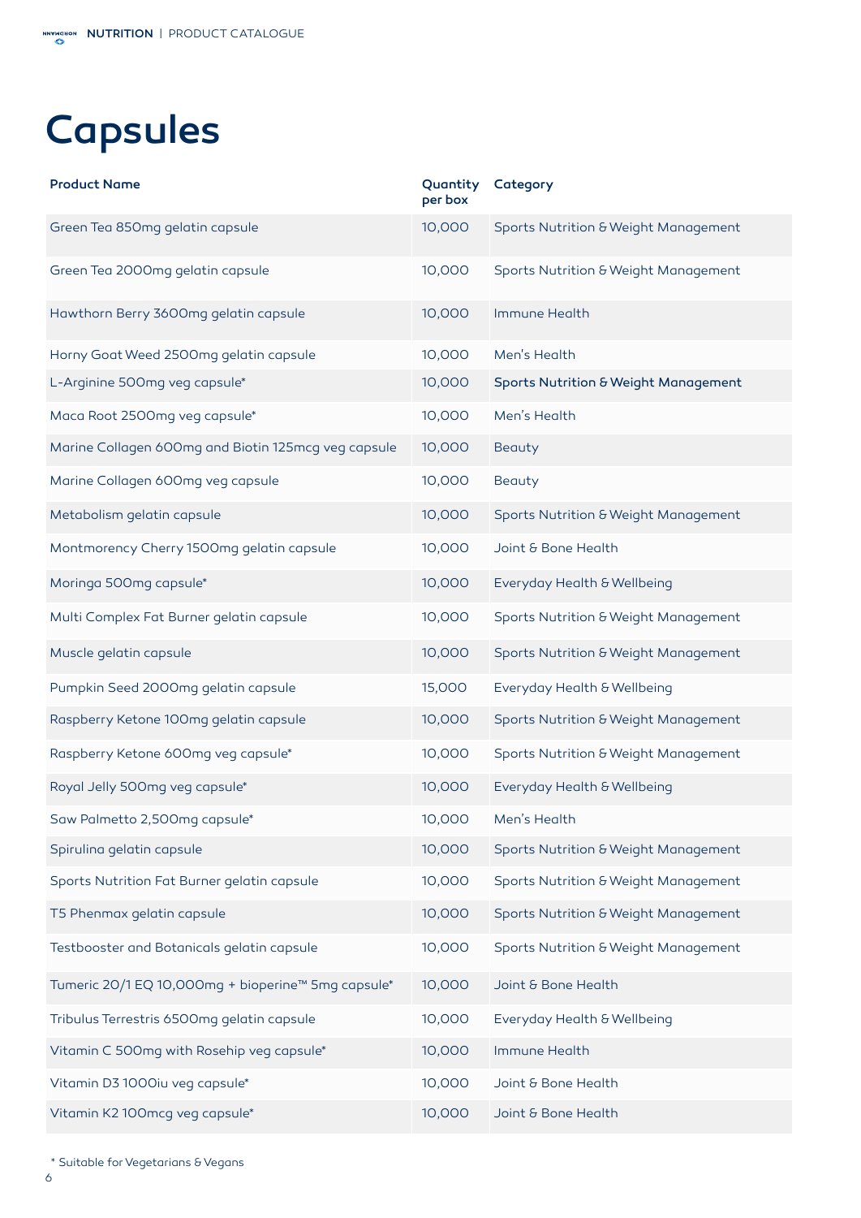# Capsules

| Product Name | Quantity per box | Category |
|---|---|---|
| Green Tea 850mg gelatin capsule | 10,000 | Sports Nutrition & Weight Management |
| Green Tea 2000mg gelatin capsule | 10,000 | Sports Nutrition & Weight Management |
| Hawthorn Berry 3600mg gelatin capsule | 10,000 | Immune Health |
| Horny Goat Weed 2500mg gelatin capsule | 10,000 | Men's Health |
| L-Arginine 500mg veg capsule* | 10,000 | Sports Nutrition & Weight Management |
| Maca Root 2500mg veg capsule* | 10,000 | Men's Health |
| Marine Collagen 600mg and Biotin 125mcg veg capsule | 10,000 | Beauty |
| Marine Collagen 600mg veg capsule | 10,000 | Beauty |
| Metabolism gelatin capsule | 10,000 | Sports Nutrition & Weight Management |
| Montmorency Cherry 1500mg gelatin capsule | 10,000 | Joint & Bone Health |
| Moringa 500mg capsule* | 10,000 | Everyday Health & Wellbeing |
| Multi Complex Fat Burner gelatin capsule | 10,000 | Sports Nutrition & Weight Management |
| Muscle gelatin capsule | 10,000 | Sports Nutrition & Weight Management |
| Pumpkin Seed 2000mg gelatin capsule | 15,000 | Everyday Health & Wellbeing |
| Raspberry Ketone 100mg gelatin capsule | 10,000 | Sports Nutrition & Weight Management |
| Raspberry Ketone 600mg veg capsule* | 10,000 | Sports Nutrition & Weight Management |
| Royal Jelly 500mg veg capsule* | 10,000 | Everyday Health & Wellbeing |
| Saw Palmetto 2,500mg capsule* | 10,000 | Men's Health |
| Spirulina gelatin capsule | 10,000 | Sports Nutrition & Weight Management |
| Sports Nutrition Fat Burner gelatin capsule | 10,000 | Sports Nutrition & Weight Management |
| T5 Phenmax gelatin capsule | 10,000 | Sports Nutrition & Weight Management |
| Testbooster and Botanicals gelatin capsule | 10,000 | Sports Nutrition & Weight Management |
| Tumeric 20/1 EQ 10,000mg + bioperine™ 5mg capsule* | 10,000 | Joint & Bone Health |
| Tribulus Terrestris 6500mg gelatin capsule | 10,000 | Everyday Health & Wellbeing |
| Vitamin C 500mg with Rosehip veg capsule* | 10,000 | Immune Health |
| Vitamin D3 1000iu veg capsule* | 10,000 | Joint & Bone Health |
| Vitamin K2 100mcg veg capsule* | 10,000 | Joint & Bone Health |

* Suitable for Vegetarians & Vegans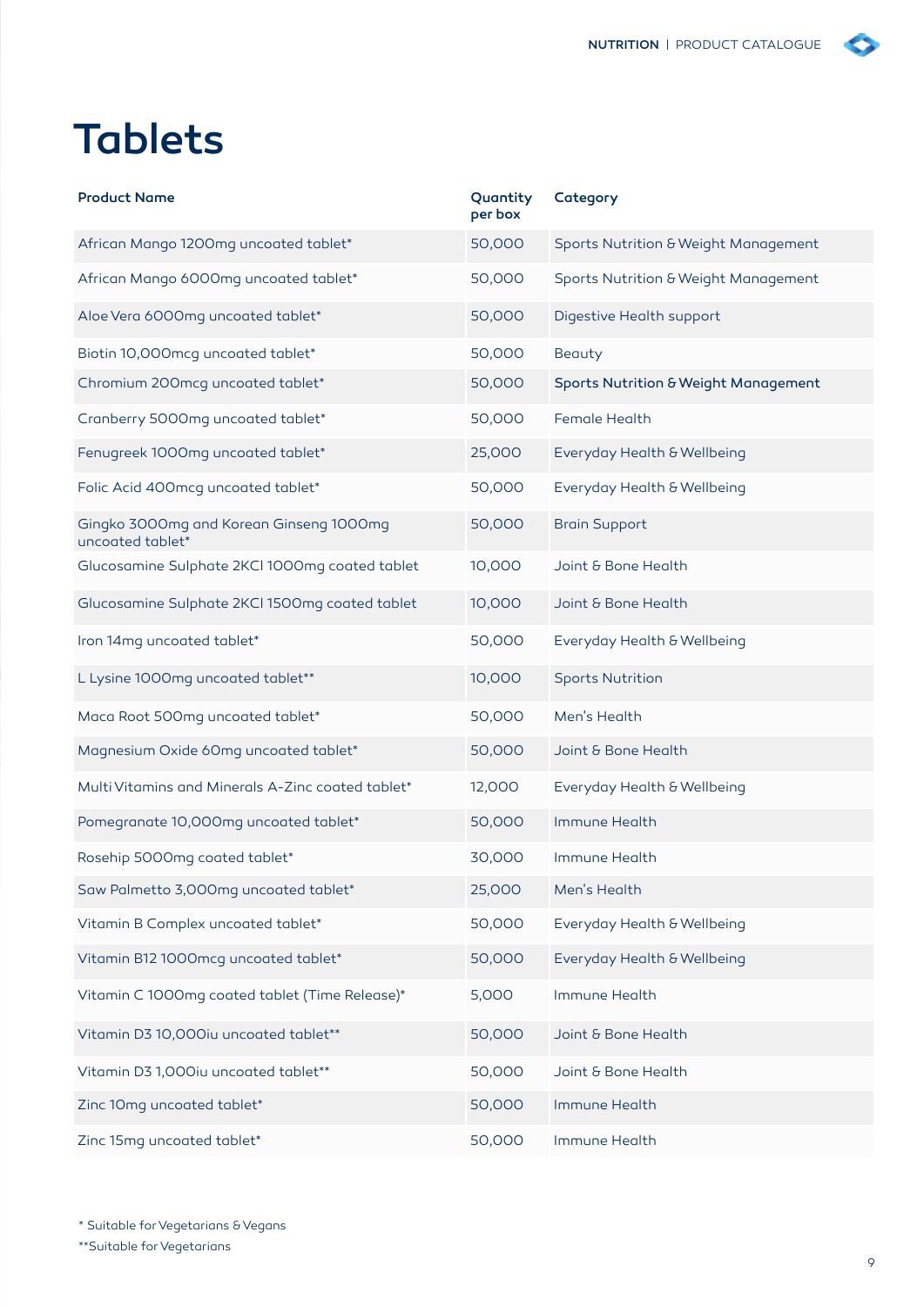# Tablets

| Product Name | Quantity per box | Category |
|---|---|---|
| African Mango 1200mg uncoated tablet* | 50,000 | Sports Nutrition & Weight Management |
| African Mango 6000mg uncoated tablet* | 50,000 | Sports Nutrition & Weight Management |
| Aloe Vera 6000mg uncoated tablet* | 50,000 | Digestive Health support |
| Biotin 10,000mcg uncoated tablet* | 50,000 | Beauty |
| Chromium 200mcg uncoated tablet* | 50,000 | Sports Nutrition & Weight Management |
| Cranberry 5000mg uncoated tablet* | 50,000 | Female Health |
| Fenugreek 1000mg uncoated tablet* | 25,000 | Everyday Health & Wellbeing |
| Folic Acid 400mcg uncoated tablet* | 50,000 | Everyday Health & Wellbeing |
| Gingko 3000mg and Korean Ginseng 1000mg uncoated tablet* | 50,000 | Brain Support |
| Glucosamine Sulphate 2KCl 1000mg coated tablet | 10,000 | Joint & Bone Health |
| Glucosamine Sulphate 2KCl 1500mg coated tablet | 10,000 | Joint & Bone Health |
| Iron 14mg uncoated tablet* | 50,000 | Everyday Health & Wellbeing |
| L Lysine 1000mg uncoated tablet** | 10,000 | Sports Nutrition |
| Maca Root 500mg uncoated tablet* | 50,000 | Men's Health |
| Magnesium Oxide 60mg uncoated tablet* | 50,000 | Joint & Bone Health |
| Multi Vitamins and Minerals A-Zinc coated tablet* | 12,000 | Everyday Health & Wellbeing |
| Pomegranate 10,000mg uncoated tablet* | 50,000 | Immune Health |
| Rosehip 5000mg coated tablet* | 30,000 | Immune Health |
| Saw Palmetto 3,000mg uncoated tablet* | 25,000 | Men's Health |
| Vitamin B Complex uncoated tablet* | 50,000 | Everyday Health & Wellbeing |
| Vitamin B12 1000mcg uncoated tablet* | 50,000 | Everyday Health & Wellbeing |
| Vitamin C 1000mg coated tablet (Time Release)* | 5,000 | Immune Health |
| Vitamin D3 10,000iu uncoated tablet** | 50,000 | Joint & Bone Health |
| Vitamin D3 1,000iu uncoated tablet** | 50,000 | Joint & Bone Health |
| Zinc 10mg uncoated tablet* | 50,000 | Immune Health |
| Zinc 15mg uncoated tablet* | 50,000 | Immune Health |

* Suitable for Vegetarians & Vegans

**Suitable for Vegetarians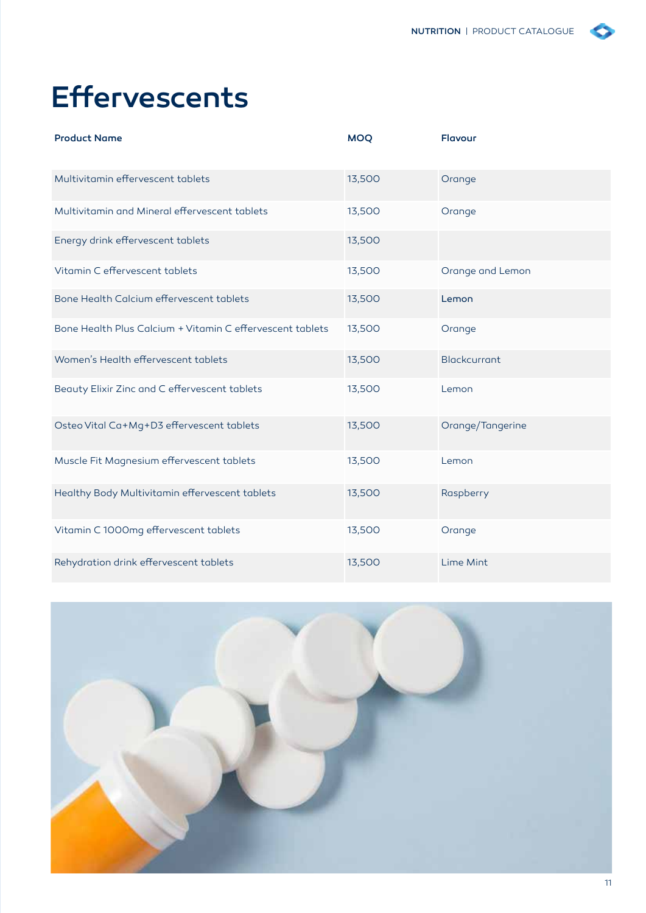# Effervescents

| Product Name | MOQ | Flavour |
|---|---|---|
| Multivitamin effervescent tablets | 13,500 | Orange |
| Multivitamin and Mineral effervescent tablets | 13,500 | Orange |
| Energy drink effervescent tablets | 13,500 | |
| Vitamin C effervescent tablets | 13,500 | Orange and Lemon |
| Bone Health Calcium effervescent tablets | 13,500 | Lemon |
| Bone Health Plus Calcium + Vitamin C effervescent tablets | 13,500 | Orange |
| Women's Health effervescent tablets | 13,500 | Blackcurrant |
| Beauty Elixir Zinc and C effervescent tablets | 13,500 | Lemon |
| Osteo Vital Ca+Mg+D3 effervescent tablets | 13,500 | Orange/Tangerine |
| Muscle Fit Magnesium effervescent tablets | 13,500 | Lemon |
| Healthy Body Multivitamin effervescent tablets | 13,500 | Raspberry |
| Vitamin C 1000mg effervescent tablets | 13,500 | Orange |
| Rehydration drink effervescent tablets | 13,500 | Lime Mint |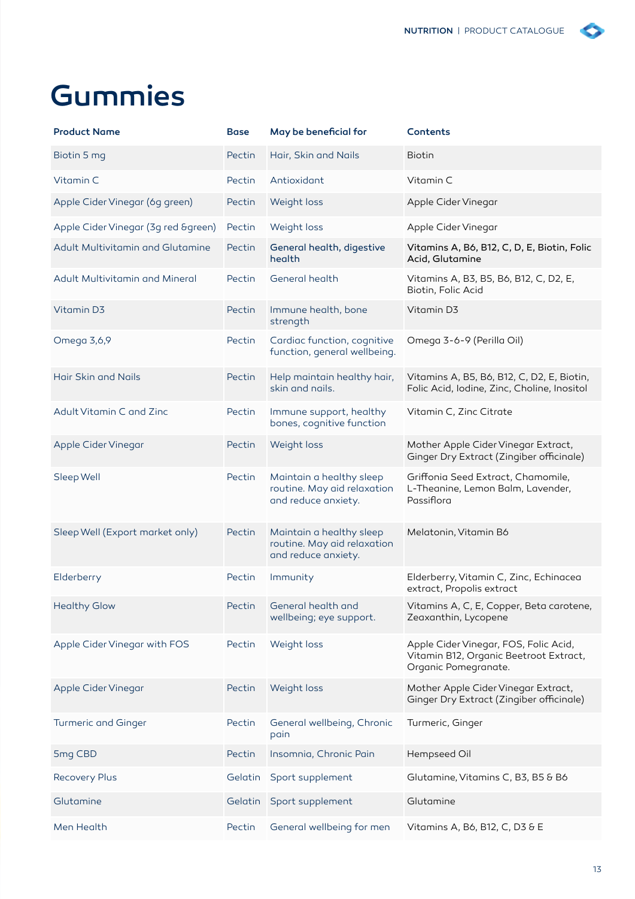# Gummies

| Product Name | Base | May be beneficial for | Contents |
|---|---|---|---|
| Biotin 5 mg | Pectin | Hair, Skin and Nails | Biotin |
| Vitamin C | Pectin | Antioxidant | Vitamin C |
| Apple Cider Vinegar (6g green) | Pectin | Weight loss | Apple Cider Vinegar |
| Apple Cider Vinegar (3g red &green) | Pectin | Weight loss | Apple Cider Vinegar |
| Adult Multivitamin and Glutamine | Pectin | General health, digestive health | Vitamins A, B6, B12, C, D, E, Biotin, Folic Acid, Glutamine |
| Adult Multivitamin and Mineral | Pectin | General health | Vitamins A, B3, B5, B6, B12, C, D2, E, Biotin, Folic Acid |
| Vitamin D3 | Pectin | Immune health, bone strength | Vitamin D3 |
| Omega 3,6,9 | Pectin | Cardiac function, cognitive function, general wellbeing. | Omega 3-6-9 (Perilla Oil) |
| Hair Skin and Nails | Pectin | Help maintain healthy hair, skin and nails. | Vitamins A, B5, B6, B12, C, D2, E, Biotin, Folic Acid, Iodine, Zinc, Choline, Inositol |
| Adult Vitamin C and Zinc | Pectin | Immune support, healthy bones, cognitive function | Vitamin C, Zinc Citrate |
| Apple Cider Vinegar | Pectin | Weight loss | Mother Apple Cider Vinegar Extract, Ginger Dry Extract (Zingiber officinale) |
| Sleep Well | Pectin | Maintain a healthy sleep routine. May aid relaxation and reduce anxiety. | Griffonia Seed Extract, Chamomile, L-Theanine, Lemon Balm, Lavender, Passiflora |
| Sleep Well (Export market only) | Pectin | Maintain a healthy sleep routine. May aid relaxation and reduce anxiety. | Melatonin, Vitamin B6 |
| Elderberry | Pectin | Immunity | Elderberry, Vitamin C, Zinc, Echinacea extract, Propolis extract |
| Healthy Glow | Pectin | General health and wellbeing; eye support. | Vitamins A, C, E, Copper, Beta carotene, Zeaxanthin, Lycopene |
| Apple Cider Vinegar with FOS | Pectin | Weight loss | Apple Cider Vinegar, FOS, Folic Acid, Vitamin B12, Organic Beetroot Extract, Organic Pomegranate. |
| Apple Cider Vinegar | Pectin | Weight loss | Mother Apple Cider Vinegar Extract, Ginger Dry Extract (Zingiber officinale) |
| Turmeric and Ginger | Pectin | General wellbeing, Chronic pain | Turmeric, Ginger |
| 5mg CBD | Pectin | Insomnia, Chronic Pain | Hempseed Oil |
| Recovery Plus | Gelatin | Sport supplement | Glutamine, Vitamins C, B3, B5 & B6 |
| Glutamine | Gelatin | Sport supplement | Glutamine |
| Men Health | Pectin | General wellbeing for men | Vitamins A, B6, B12, C, D3 & E |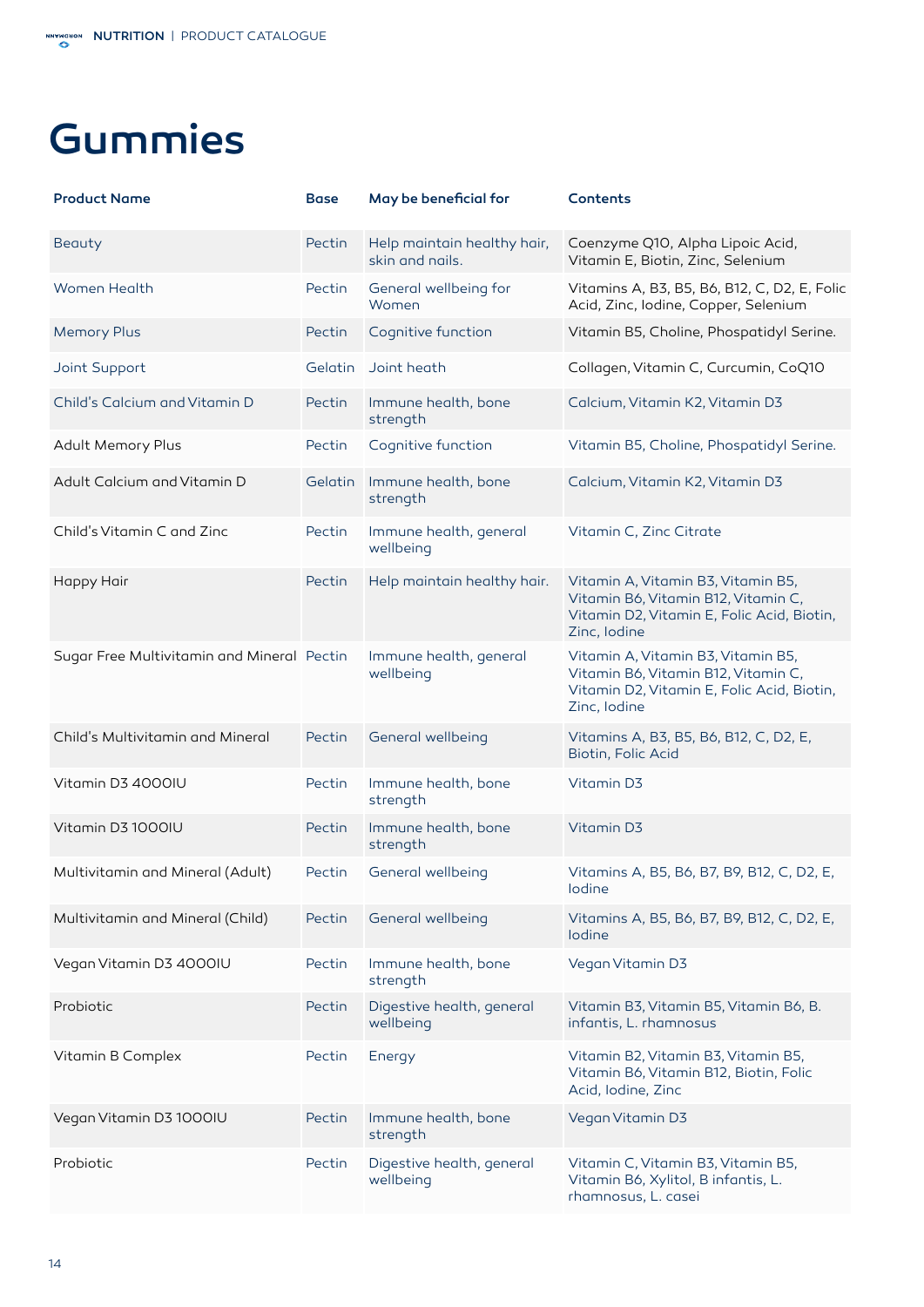# Gummies

| Product Name | Base | May be beneficial for | Contents |
|---|---|---|---|
| Beauty | Pectin | Help maintain healthy hair, skin and nails. | Coenzyme Q10, Alpha Lipoic Acid, Vitamin E, Biotin, Zinc, Selenium |
| Women Health | Pectin | General wellbeing for Women | Vitamins A, B3, B5, B6, B12, C, D2, E, Folic Acid, Zinc, Iodine, Copper, Selenium |
| Memory Plus | Pectin | Cognitive function | Vitamin B5, Choline, Phospatidyl Serine. |
| Joint Support | Gelatin | Joint heath | Collagen, Vitamin C, Curcumin, CoQ10 |
| Child's Calcium and Vitamin D | Pectin | Immune health, bone strength | Calcium, Vitamin K2, Vitamin D3 |
| Adult Memory Plus | Pectin | Cognitive function | Vitamin B5, Choline, Phospatidyl Serine. |
| Adult Calcium and Vitamin D | Gelatin | Immune health, bone strength | Calcium, Vitamin K2, Vitamin D3 |
| Child's Vitamin C and Zinc | Pectin | Immune health, general wellbeing | Vitamin C, Zinc Citrate |
| Happy Hair | Pectin | Help maintain healthy hair. | Vitamin A, Vitamin B3, Vitamin B5, Vitamin B6, Vitamin B12, Vitamin C, Vitamin D2, Vitamin E, Folic Acid, Biotin, Zinc, Iodine |
| Sugar Free Multivitamin and Mineral | Pectin | Immune health, general wellbeing | Vitamin A, Vitamin B3, Vitamin B5, Vitamin B6, Vitamin B12, Vitamin C, Vitamin D2, Vitamin E, Folic Acid, Biotin, Zinc, Iodine |
| Child's Multivitamin and Mineral | Pectin | General wellbeing | Vitamins A, B3, B5, B6, B12, C, D2, E, Biotin, Folic Acid |
| Vitamin D3 4000IU | Pectin | Immune health, bone strength | Vitamin D3 |
| Vitamin D3 1000IU | Pectin | Immune health, bone strength | Vitamin D3 |
| Multivitamin and Mineral (Adult) | Pectin | General wellbeing | Vitamins A, B5, B6, B7, B9, B12, C, D2, E, Iodine |
| Multivitamin and Mineral (Child) | Pectin | General wellbeing | Vitamins A, B5, B6, B7, B9, B12, C, D2, E, Iodine |
| Vegan Vitamin D3 4000IU | Pectin | Immune health, bone strength | Vegan Vitamin D3 |
| Probiotic | Pectin | Digestive health, general wellbeing | Vitamin B3, Vitamin B5, Vitamin B6, B. infantis, L. rhamnosus |
| Vitamin B Complex | Pectin | Energy | Vitamin B2, Vitamin B3, Vitamin B5, Vitamin B6, Vitamin B12, Biotin, Folic Acid, Iodine, Zinc |
| Vegan Vitamin D3 1000IU | Pectin | Immune health, bone strength | Vegan Vitamin D3 |
| Probiotic | Pectin | Digestive health, general wellbeing | Vitamin C, Vitamin B3, Vitamin B5, Vitamin B6, Xylitol, B infantis, L. rhamnosus, L. casei |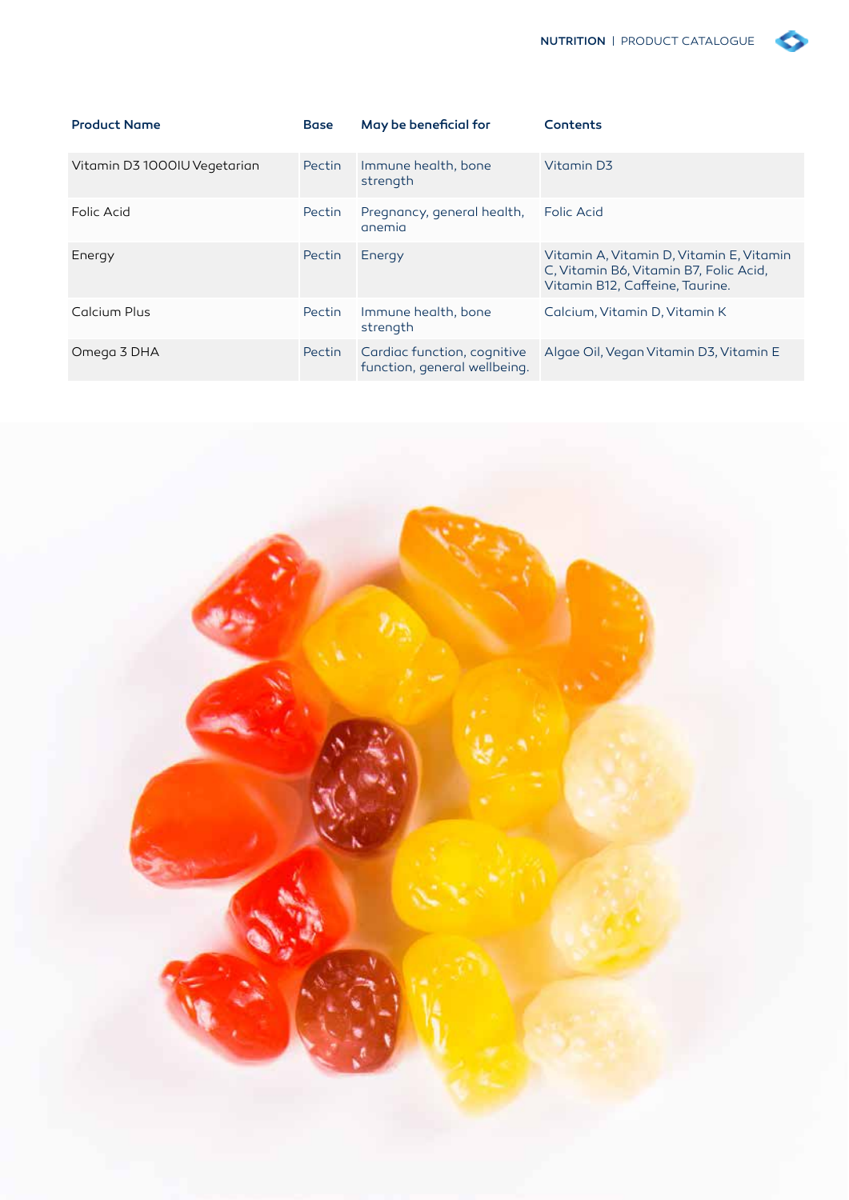| Product Name | Base | May be beneficial for | Contents |
|---|---|---|---|
| Vitamin D3 1000IU Vegetarian | Pectin | Immune health, bone strength | Vitamin D3 |
| Folic Acid | Pectin | Pregnancy, general health, anemia | Folic Acid |
| Energy | Pectin | Energy | Vitamin A, Vitamin D, Vitamin E, Vitamin C, Vitamin B6, Vitamin B7, Folic Acid, Vitamin B12, Caffeine, Taurine. |
| Calcium Plus | Pectin | Immune health, bone strength | Calcium, Vitamin D, Vitamin K |
| Omega 3 DHA | Pectin | Cardiac function, cognitive function, general wellbeing. | Algae Oil, Vegan Vitamin D3, Vitamin E |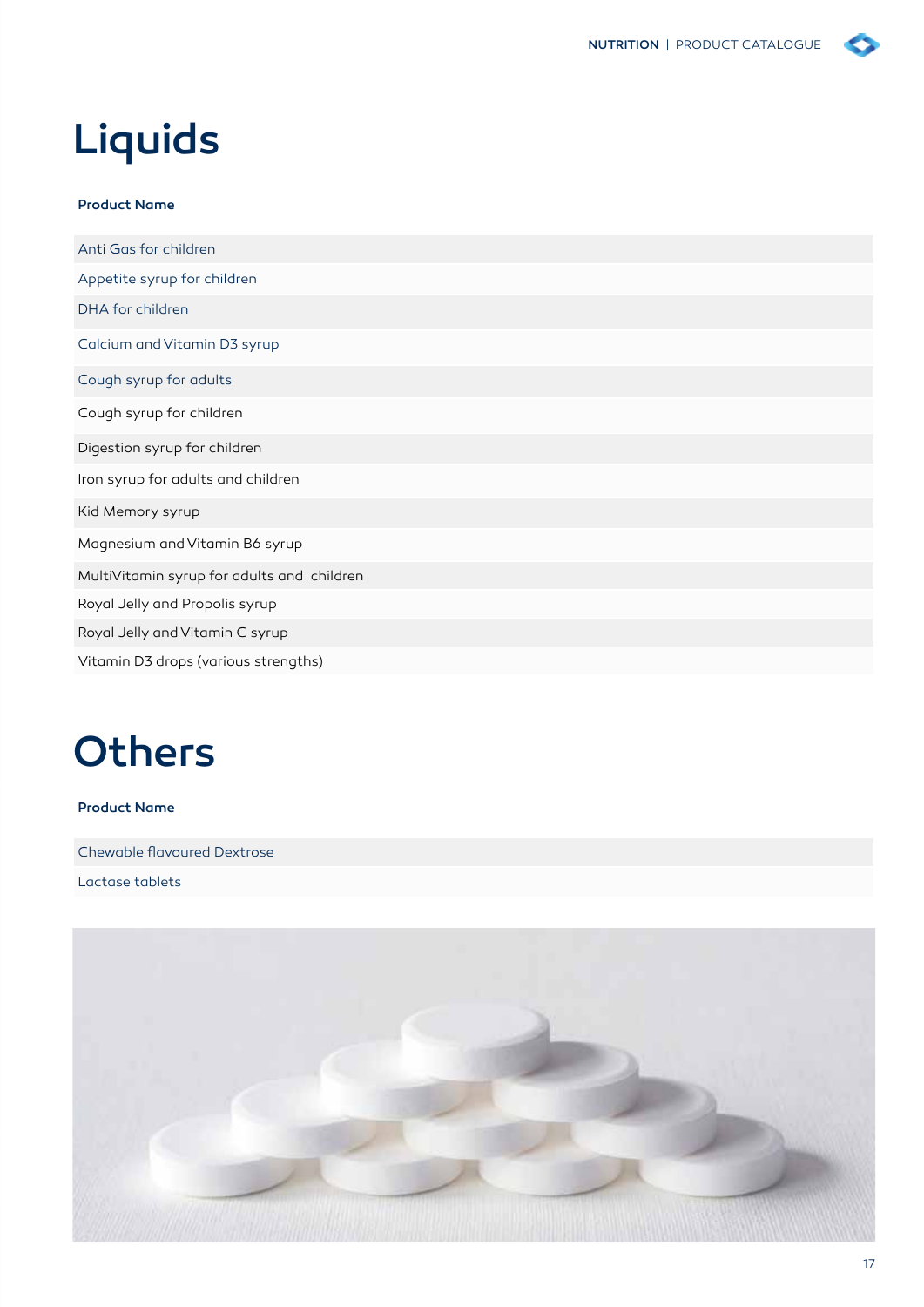# Liquids

| Product Name |
|---|
| Anti Gas for children |
| Appetite syrup for children |
| DHA for children |
| Calcium and Vitamin D3 syrup |
| Cough syrup for adults |
| Cough syrup for children |
| Digestion syrup for children |
| Iron syrup for adults and children |
| Kid Memory syrup |
| Magnesium and Vitamin B6 syrup |
| MultiVitamin syrup for adults and children |
| Royal Jelly and Propolis syrup |
| Royal Jelly and Vitamin C syrup |
| Vitamin D3 drops (various strengths) |

# Others

| Product Name |
|---|
| Chewable flavoured Dextrose |
| Lactase tablets |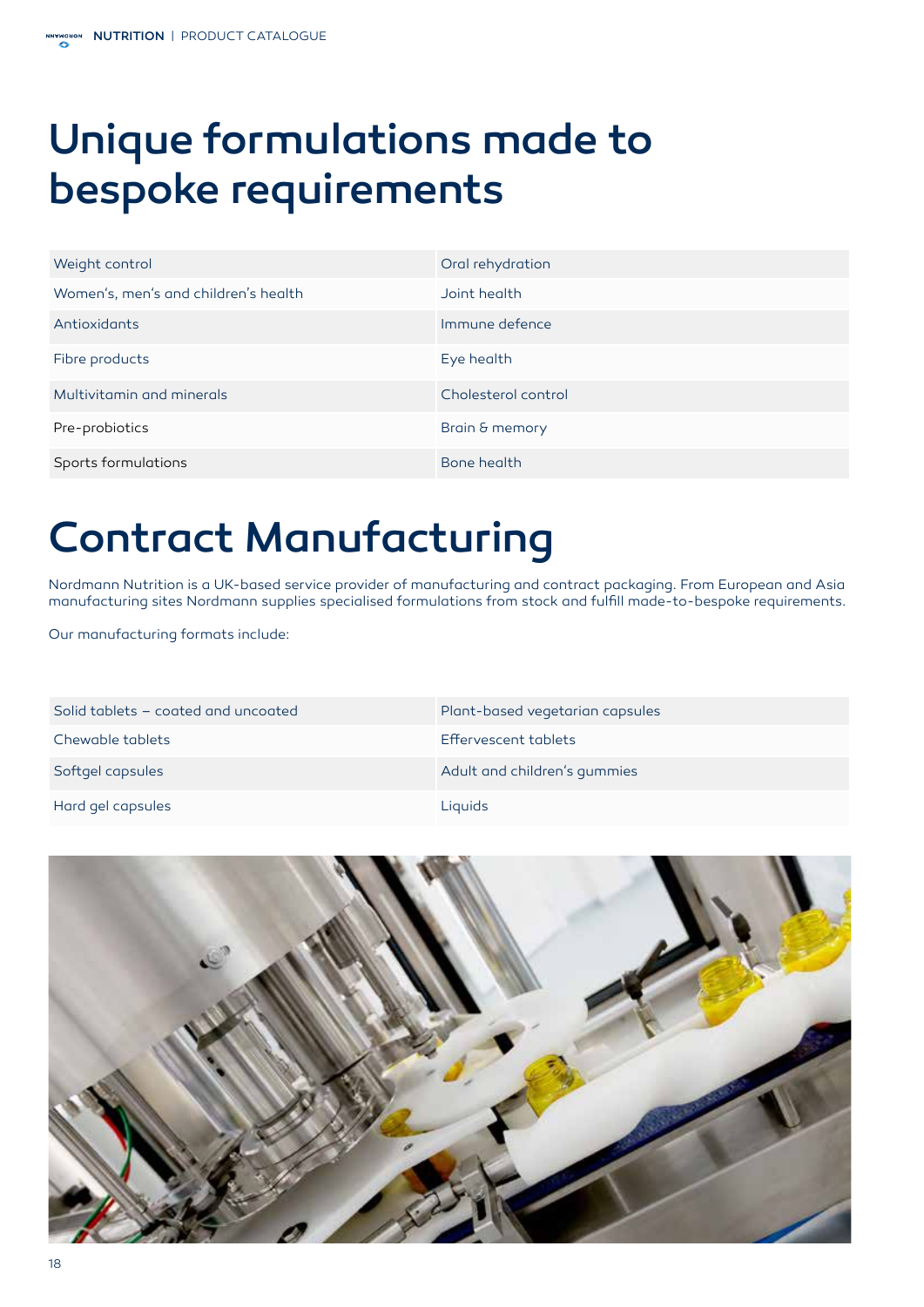# Unique formulations made to bespoke requirements

| | |
|---|---|
| Weight control | Oral rehydration |
| Women's, men's and children's health | Joint health |
| Antioxidants | Immune defence |
| Fibre products | Eye health |
| Multivitamin and minerals | Cholesterol control |
| Pre-probiotics | Brain & memory |
| Sports formulations | Bone health |

# Contract Manufacturing

Nordmann Nutrition is a UK-based service provider of manufacturing and contract packaging. From European and Asia manufacturing sites Nordmann supplies specialised formulations from stock and fulfill made-to-bespoke requirements.

Our manufacturing formats include:

| | |
|---|---|
| Solid tablets – coated and uncoated | Plant-based vegetarian capsules |
| Chewable tablets | Effervescent tablets |
| Softgel capsules | Adult and children's gummies |
| Hard gel capsules | Liquids |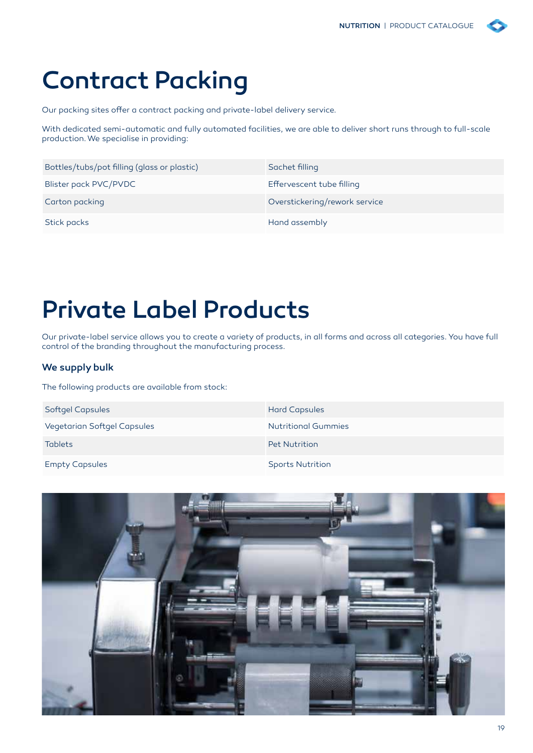# Contract Packing

Our packing sites offer a contract packing and private-label delivery service.

With dedicated semi-automatic and fully automated facilities, we are able to deliver short runs through to full-scale production. We specialise in providing:

| | |
|---|---|
| Bottles/tubs/pot filling (glass or plastic) | Sachet filling |
| Blister pack PVC/PVDC | Effervescent tube filling |
| Carton packing | Overstickering/rework service |
| Stick packs | Hand assembly |

# Private Label Products

Our private-label service allows you to create a variety of products, in all forms and across all categories. You have full control of the branding throughout the manufacturing process.

### We supply bulk

The following products are available from stock:

| | |
|---|---|
| Softgel Capsules | Hard Capsules |
| Vegetarian Softgel Capsules | Nutritional Gummies |
| Tablets | Pet Nutrition |
| Empty Capsules | Sports Nutrition |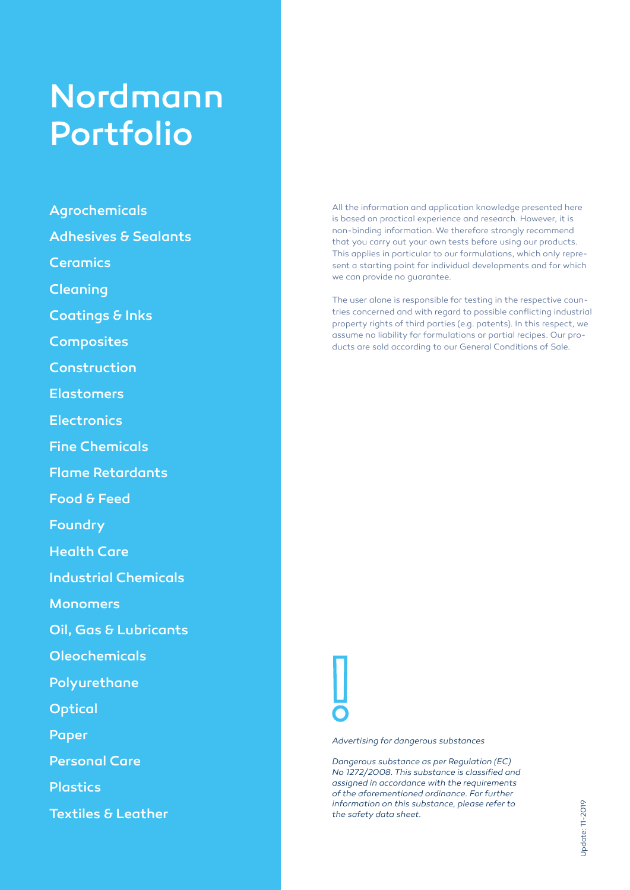# Nordmann Portfolio

- Agrochemicals
- Adhesives & Sealants
- Ceramics
- Cleaning
- Coatings & Inks
- Composites
- Construction
- Elastomers
- Electronics
- Fine Chemicals
- Flame Retardants
- Food & Feed
- Foundry
- Health Care
- Industrial Chemicals
- Monomers
- Oil, Gas & Lubricants
- Oleochemicals
- Polyurethane
- Optical
- Paper
- Personal Care
- Plastics
- Textiles & Leather

All the information and application knowledge presented here is based on practical experience and research. However, it is non-binding information. We therefore strongly recommend that you carry out your own tests before using our products. This applies in particular to our formulations, which only represent a starting point for individual developments and for which we can provide no guarantee.

The user alone is responsible for testing in the respective countries concerned and with regard to possible conflicting industrial property rights of third parties (e.g. patents). In this respect, we assume no liability for formulations or partial recipes. Our products are sold according to our General Conditions of Sale.

!

*Advertising for dangerous substances*

*Dangerous substance as per Regulation (EC) No 1272/2008. This substance is classified and assigned in accordance with the requirements of the aforementioned ordinance. For further information on this substance, please refer to the safety data sheet.*

Update: 11-2019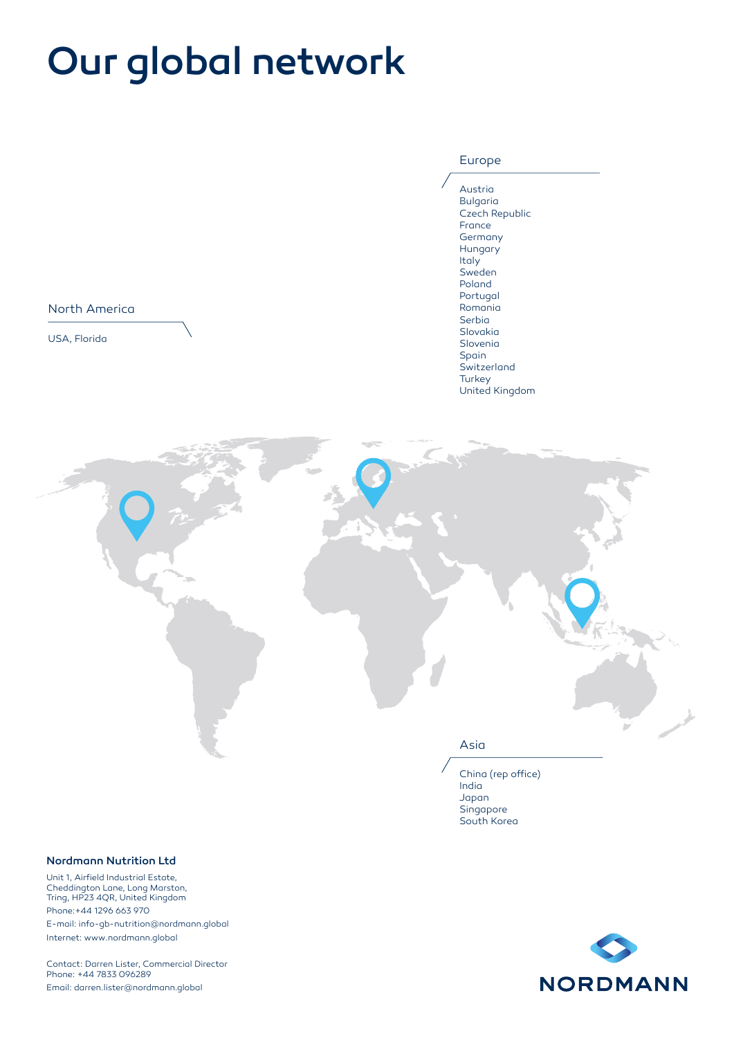# Our global network

## North America

USA, Florida

## Europe

Austria
Bulgaria
Czech Republic
France
Germany
Hungary
Italy
Sweden
Poland
Portugal
Romania
Serbia
Slovakia
Slovenia
Spain
Switzerland
Turkey
United Kingdom

## Asia

China (rep office)
India
Japan
Singapore
South Korea

**Nordmann Nutrition Ltd**

Unit 1, Airfield Industrial Estate,
Cheddington Lane, Long Marston,
Tring, HP23 4QR, United Kingdom
Phone:+44 1296 663 970
E-mail: info-gb-nutrition@nordmann.global
Internet: www.nordmann.global

Contact: Darren Lister, Commercial Director
Phone: +44 7833 096289
Email: darren.lister@nordmann.global

NORDMANN